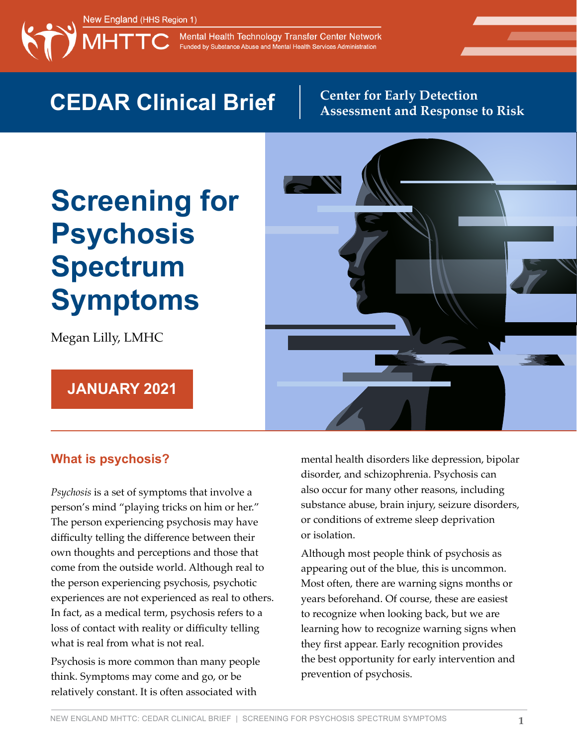New England (HHS Region 1)

MHTTC Mental Health Technology Transfer Center Network
Funded by Substance Abuse and Mental Health Services Administration

**CEDAR Clinical Brief** | Center for Early Detection Assessment and Response to Risk

# Screening for Psychosis Spectrum Symptoms

Megan Lilly, LMHC

**JANUARY 2021**

## What is psychosis?

*Psychosis* is a set of symptoms that involve a person's mind "playing tricks on him or her." The person experiencing psychosis may have difficulty telling the difference between their own thoughts and perceptions and those that come from the outside world. Although real to the person experiencing psychosis, psychotic experiences are not experienced as real to others. In fact, as a medical term, psychosis refers to a loss of contact with reality or difficulty telling what is real from what is not real.

Psychosis is more common than many people think. Symptoms may come and go, or be relatively constant. It is often associated with mental health disorders like depression, bipolar disorder, and schizophrenia. Psychosis can also occur for many other reasons, including substance abuse, brain injury, seizure disorders, or conditions of extreme sleep deprivation or isolation.

Although most people think of psychosis as appearing out of the blue, this is uncommon. Most often, there are warning signs months or years beforehand. Of course, these are easiest to recognize when looking back, but we are learning how to recognize warning signs when they first appear. Early recognition provides the best opportunity for early intervention and prevention of psychosis.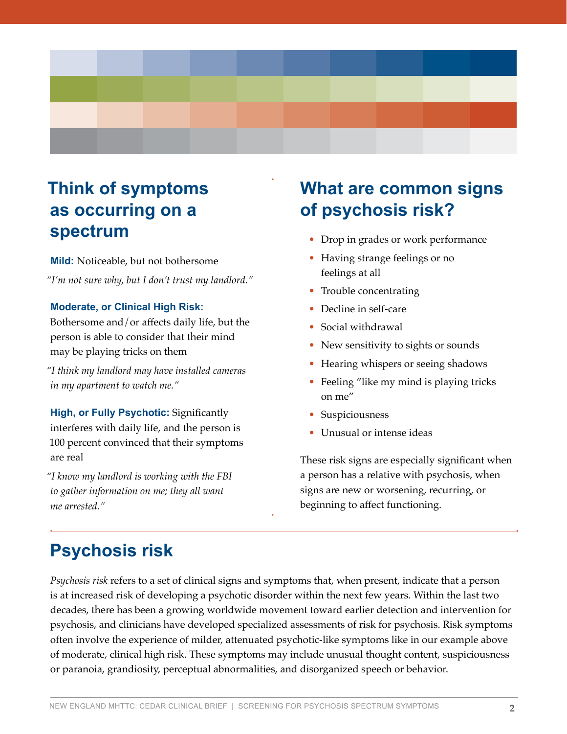## Think of symptoms as occurring on a spectrum

**Mild:** Noticeable, but not bothersome

*"I'm not sure why, but I don't trust my landlord."*

**Moderate, or Clinical High Risk:**
Bothersome and/or affects daily life, but the person is able to consider that their mind may be playing tricks on them

*"I think my landlord may have installed cameras in my apartment to watch me."*

**High, or Fully Psychotic:** Significantly interferes with daily life, and the person is 100 percent convinced that their symptoms are real

*"I know my landlord is working with the FBI to gather information on me; they all want me arrested."*

## What are common signs of psychosis risk?

- Drop in grades or work performance
- Having strange feelings or no feelings at all
- Trouble concentrating
- Decline in self-care
- Social withdrawal
- New sensitivity to sights or sounds
- Hearing whispers or seeing shadows
- Feeling "like my mind is playing tricks on me"
- Suspiciousness
- Unusual or intense ideas

These risk signs are especially significant when a person has a relative with psychosis, when signs are new or worsening, recurring, or beginning to affect functioning.

## Psychosis risk

*Psychosis risk* refers to a set of clinical signs and symptoms that, when present, indicate that a person is at increased risk of developing a psychotic disorder within the next few years. Within the last two decades, there has been a growing worldwide movement toward earlier detection and intervention for psychosis, and clinicians have developed specialized assessments of risk for psychosis. Risk symptoms often involve the experience of milder, attenuated psychotic-like symptoms like in our example above of moderate, clinical high risk. These symptoms may include unusual thought content, suspiciousness or paranoia, grandiosity, perceptual abnormalities, and disorganized speech or behavior.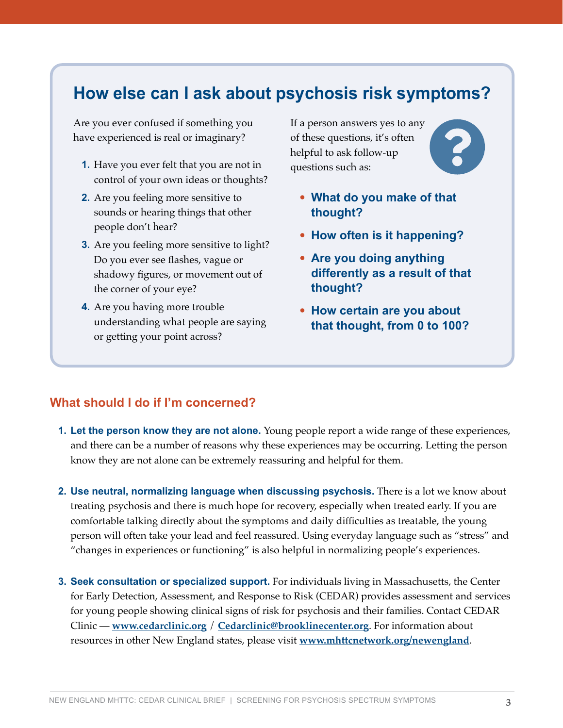## How else can I ask about psychosis risk symptoms?

Are you ever confused if something you have experienced is real or imaginary?

1. Have you ever felt that you are not in control of your own ideas or thoughts?
2. Are you feeling more sensitive to sounds or hearing things that other people don't hear?
3. Are you feeling more sensitive to light? Do you ever see flashes, vague or shadowy figures, or movement out of the corner of your eye?
4. Are you having more trouble understanding what people are saying or getting your point across?

If a person answers yes to any of these questions, it's often helpful to ask follow-up questions such as:

- **What do you make of that thought?**
- **How often is it happening?**
- **Are you doing anything differently as a result of that thought?**
- **How certain are you about that thought, from 0 to 100?**

### What should I do if I'm concerned?

1. **Let the person know they are not alone.** Young people report a wide range of these experiences, and there can be a number of reasons why these experiences may be occurring. Letting the person know they are not alone can be extremely reassuring and helpful for them.

2. **Use neutral, normalizing language when discussing psychosis.** There is a lot we know about treating psychosis and there is much hope for recovery, especially when treated early. If you are comfortable talking directly about the symptoms and daily difficulties as treatable, the young person will often take your lead and feel reassured. Using everyday language such as "stress" and "changes in experiences or functioning" is also helpful in normalizing people's experiences.

3. **Seek consultation or specialized support.** For individuals living in Massachusetts, the Center for Early Detection, Assessment, and Response to Risk (CEDAR) provides assessment and services for young people showing clinical signs of risk for psychosis and their families. Contact CEDAR Clinic — www.cedarclinic.org / Cedarclinic@brooklinecenter.org. For information about resources in other New England states, please visit www.mhttcnetwork.org/newengland.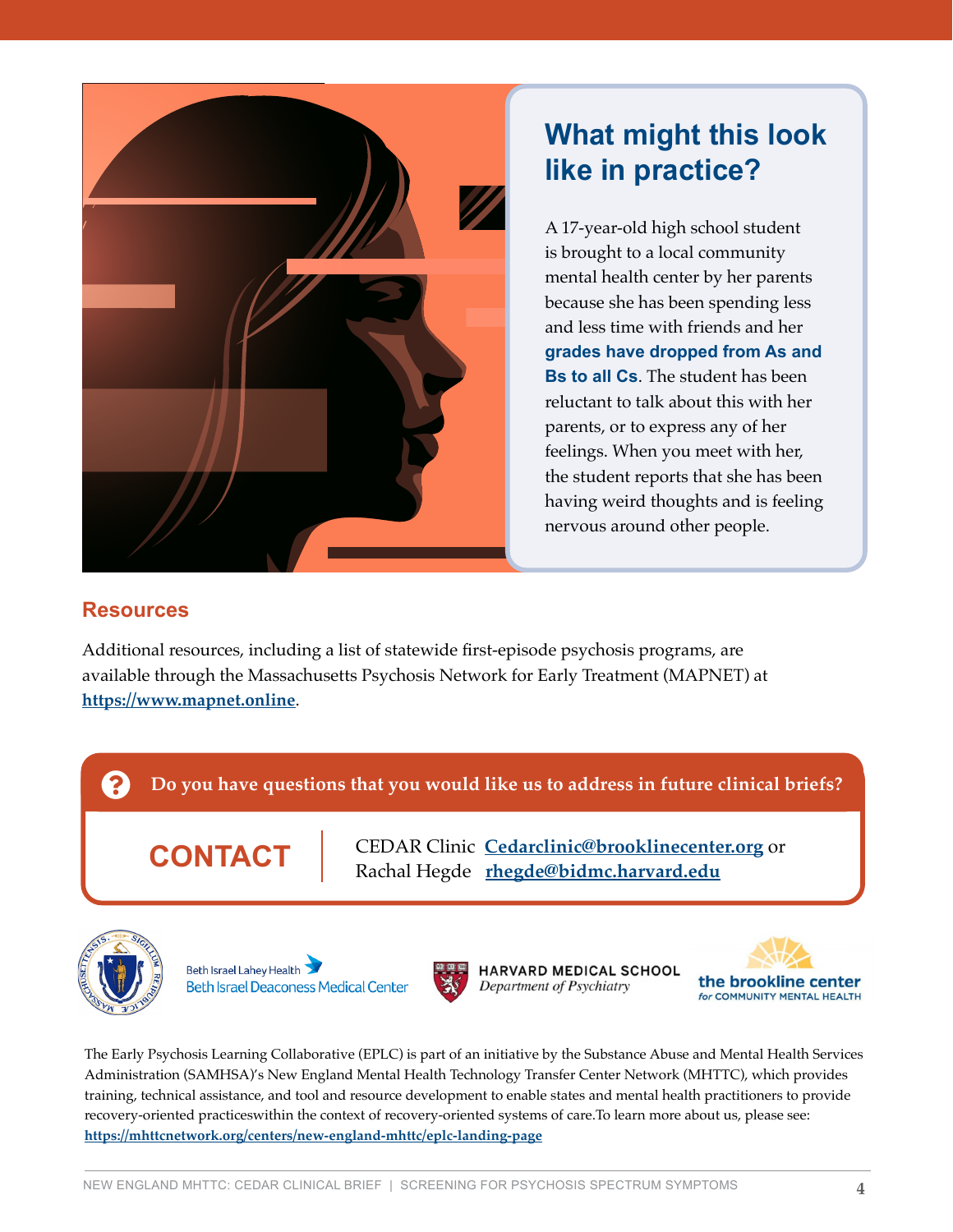## What might this look like in practice?

A 17-year-old high school student is brought to a local community mental health center by her parents because she has been spending less and less time with friends and her **grades have dropped from As and Bs to all Cs**. The student has been reluctant to talk about this with her parents, or to express any of her feelings. When you meet with her, the student reports that she has been having weird thoughts and is feeling nervous around other people.

## Resources

Additional resources, including a list of statewide first-episode psychosis programs, are available through the Massachusetts Psychosis Network for Early Treatment (MAPNET) at [https://www.mapnet.online](https://www.mapnet.online).

**Do you have questions that you would like us to address in future clinical briefs?**

**CONTACT**

CEDAR Clinic [Cedarclinic@brooklinecenter.org](mailto:Cedarclinic@brooklinecenter.org) or
Rachal Hegde [rhegde@bidmc.harvard.edu](mailto:rhegde@bidmc.harvard.edu)

Beth Israel Lahey Health
Beth Israel Deaconess Medical Center

HARVARD MEDICAL SCHOOL
*Department of Psychiatry*

the brookline center
*for* COMMUNITY MENTAL HEALTH

The Early Psychosis Learning Collaborative (EPLC) is part of an initiative by the Substance Abuse and Mental Health Services Administration (SAMHSA)'s New England Mental Health Technology Transfer Center Network (MHTTC), which provides training, technical assistance, and tool and resource development to enable states and mental health practitioners to provide recovery-oriented practiceswithin the context of recovery-oriented systems of care.To learn more about us, please see: [https://mhttcnetwork.org/centers/new-england-mhttc/eplc-landing-page](https://mhttcnetwork.org/centers/new-england-mhttc/eplc-landing-page)